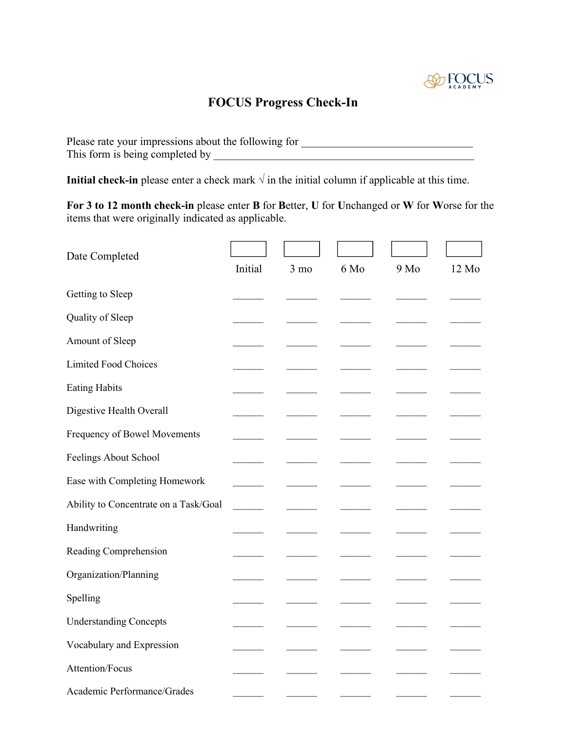# FOCUS Progress Check-In

Please rate your impressions about the following for ______________________________
This form is being completed by ______________________________________________

**Initial check-in** please enter a check mark √ in the initial column if applicable at this time.

**For 3 to 12 month check-in** please enter **B** for **B**etter, **U** for **U**nchanged or **W** for **W**orse for the items that were originally indicated as applicable.

| Date Completed | Initial | 3 mo | 6 Mo | 9 Mo | 12 Mo |
|---|---|---|---|---|---|
| Getting to Sleep | ______ | ______ | ______ | ______ | ______ |
| Quality of Sleep | ______ | ______ | ______ | ______ | ______ |
| Amount of Sleep | ______ | ______ | ______ | ______ | ______ |
| Limited Food Choices | ______ | ______ | ______ | ______ | ______ |
| Eating Habits | ______ | ______ | ______ | ______ | ______ |
| Digestive Health Overall | ______ | ______ | ______ | ______ | ______ |
| Frequency of Bowel Movements | ______ | ______ | ______ | ______ | ______ |
| Feelings About School | ______ | ______ | ______ | ______ | ______ |
| Ease with Completing Homework | ______ | ______ | ______ | ______ | ______ |
| Ability to Concentrate on a Task/Goal | ______ | ______ | ______ | ______ | ______ |
| Handwriting | ______ | ______ | ______ | ______ | ______ |
| Reading Comprehension | ______ | ______ | ______ | ______ | ______ |
| Organization/Planning | ______ | ______ | ______ | ______ | ______ |
| Spelling | ______ | ______ | ______ | ______ | ______ |
| Understanding Concepts | ______ | ______ | ______ | ______ | ______ |
| Vocabulary and Expression | ______ | ______ | ______ | ______ | ______ |
| Attention/Focus | ______ | ______ | ______ | ______ | ______ |
| Academic Performance/Grades | ______ | ______ | ______ | ______ | ______ |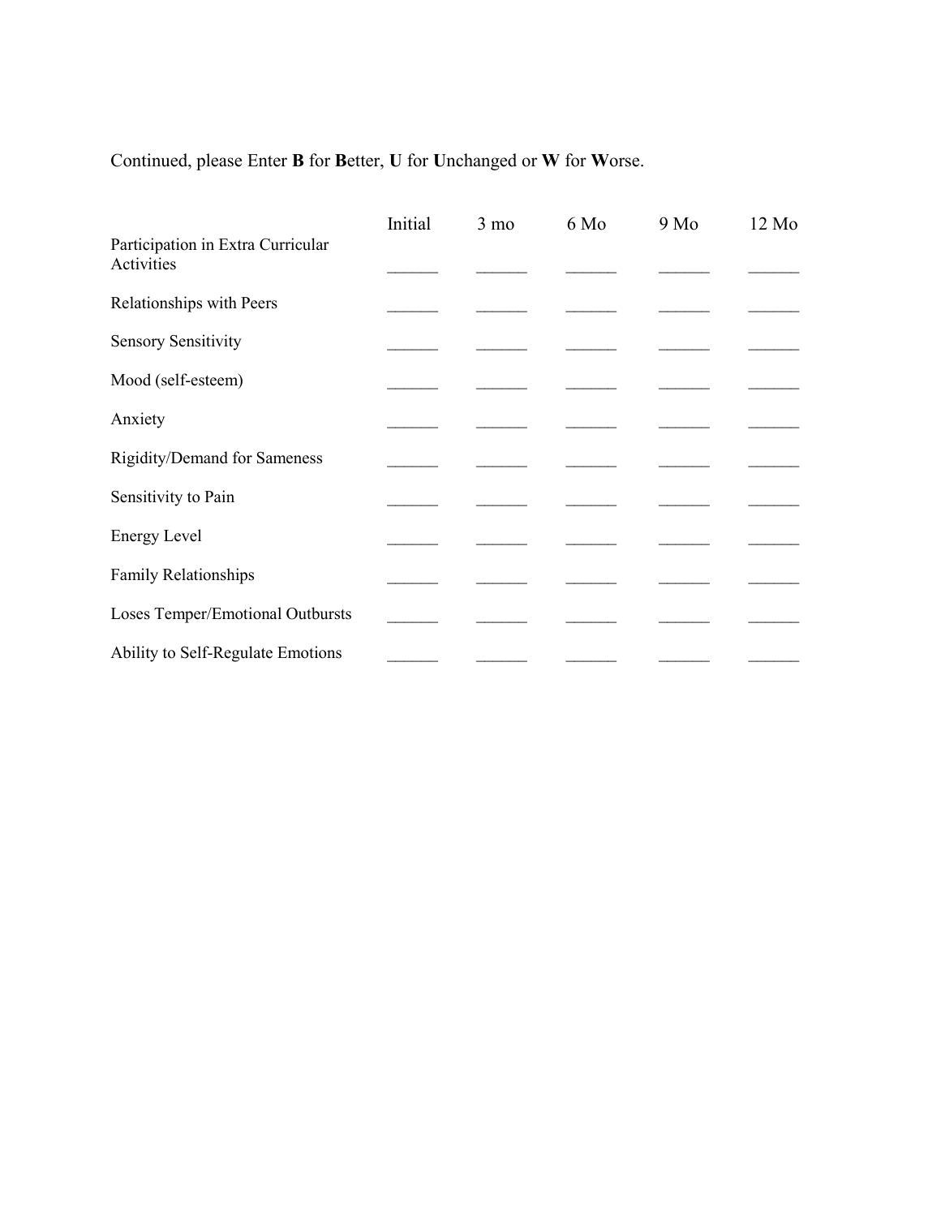Continued, please Enter **B** for **B**etter, **U** for **U**nchanged or **W** for **W**orse.

| | Initial | 3 mo | 6 Mo | 9 Mo | 12 Mo |
|---|---|---|---|---|---|
| Participation in Extra Curricular Activities | ______ | ______ | ______ | ______ | ______ |
| Relationships with Peers | ______ | ______ | ______ | ______ | ______ |
| Sensory Sensitivity | ______ | ______ | ______ | ______ | ______ |
| Mood (self-esteem) | ______ | ______ | ______ | ______ | ______ |
| Anxiety | ______ | ______ | ______ | ______ | ______ |
| Rigidity/Demand for Sameness | ______ | ______ | ______ | ______ | ______ |
| Sensitivity to Pain | ______ | ______ | ______ | ______ | ______ |
| Energy Level | ______ | ______ | ______ | ______ | ______ |
| Family Relationships | ______ | ______ | ______ | ______ | ______ |
| Loses Temper/Emotional Outbursts | ______ | ______ | ______ | ______ | ______ |
| Ability to Self-Regulate Emotions | ______ | ______ | ______ | ______ | ______ |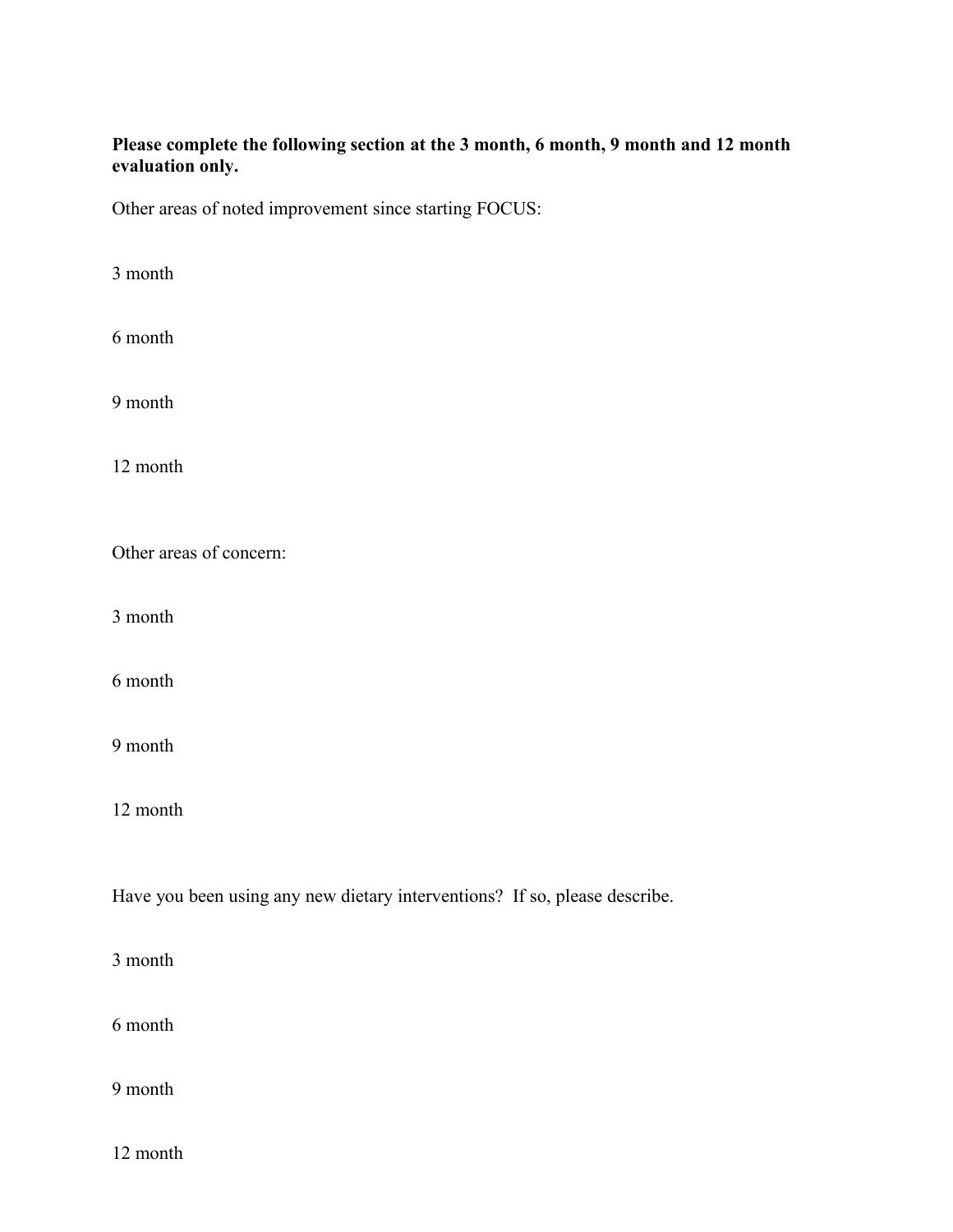**Please complete the following section at the 3 month, 6 month, 9 month and 12 month evaluation only.**

Other areas of noted improvement since starting FOCUS:

3 month

6 month

9 month

12 month

Other areas of concern:

3 month

6 month

9 month

12 month

Have you been using any new dietary interventions? If so, please describe.

3 month

6 month

9 month

12 month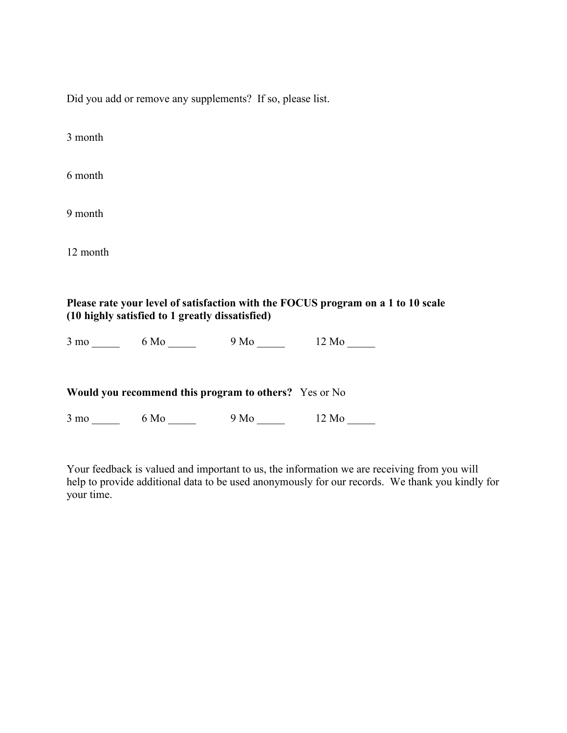Did you add or remove any supplements? If so, please list.

3 month

6 month

9 month

12 month

**Please rate your level of satisfaction with the FOCUS program on a 1 to 10 scale (10 highly satisfied to 1 greatly dissatisfied)**

3 mo _____ 6 Mo _____ 9 Mo _____ 12 Mo _____

**Would you recommend this program to others?** Yes or No

3 mo _____ 6 Mo _____ 9 Mo _____ 12 Mo _____

Your feedback is valued and important to us, the information we are receiving from you will help to provide additional data to be used anonymously for our records. We thank you kindly for your time.